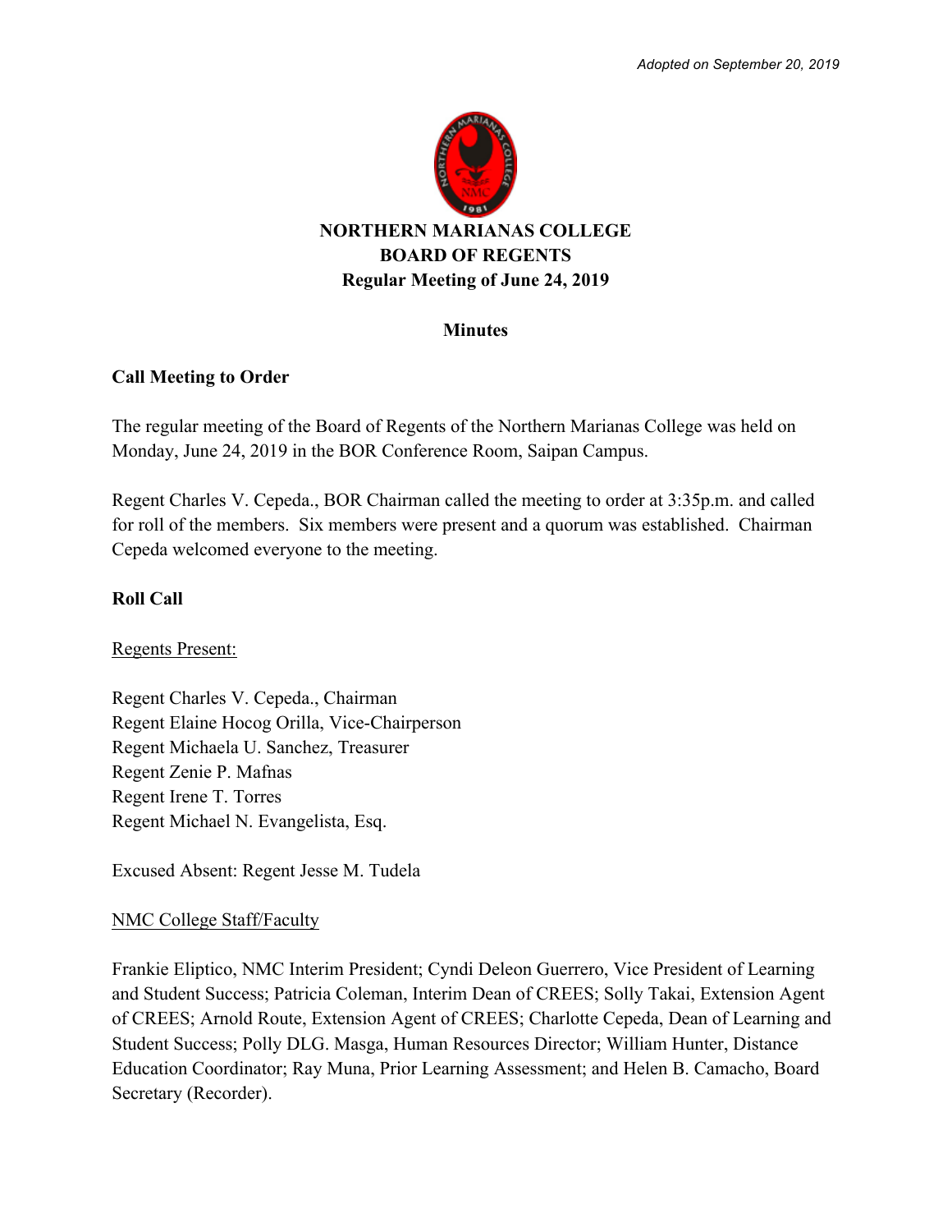*Adopted on September 20, 2019*

**NORTHERN MARIANAS COLLEGE**
**BOARD OF REGENTS**
**Regular Meeting of June 24, 2019**

**Minutes**

## Call Meeting to Order

The regular meeting of the Board of Regents of the Northern Marianas College was held on Monday, June 24, 2019 in the BOR Conference Room, Saipan Campus.

Regent Charles V. Cepeda., BOR Chairman called the meeting to order at 3:35p.m. and called for roll of the members. Six members were present and a quorum was established. Chairman Cepeda welcomed everyone to the meeting.

## Roll Call

Regents Present:

Regent Charles V. Cepeda., Chairman
Regent Elaine Hocog Orilla, Vice-Chairperson
Regent Michaela U. Sanchez, Treasurer
Regent Zenie P. Mafnas
Regent Irene T. Torres
Regent Michael N. Evangelista, Esq.

Excused Absent: Regent Jesse M. Tudela

NMC College Staff/Faculty

Frankie Eliptico, NMC Interim President; Cyndi Deleon Guerrero, Vice President of Learning and Student Success; Patricia Coleman, Interim Dean of CREES; Solly Takai, Extension Agent of CREES; Arnold Route, Extension Agent of CREES; Charlotte Cepeda, Dean of Learning and Student Success; Polly DLG. Masga, Human Resources Director; William Hunter, Distance Education Coordinator; Ray Muna, Prior Learning Assessment; and Helen B. Camacho, Board Secretary (Recorder).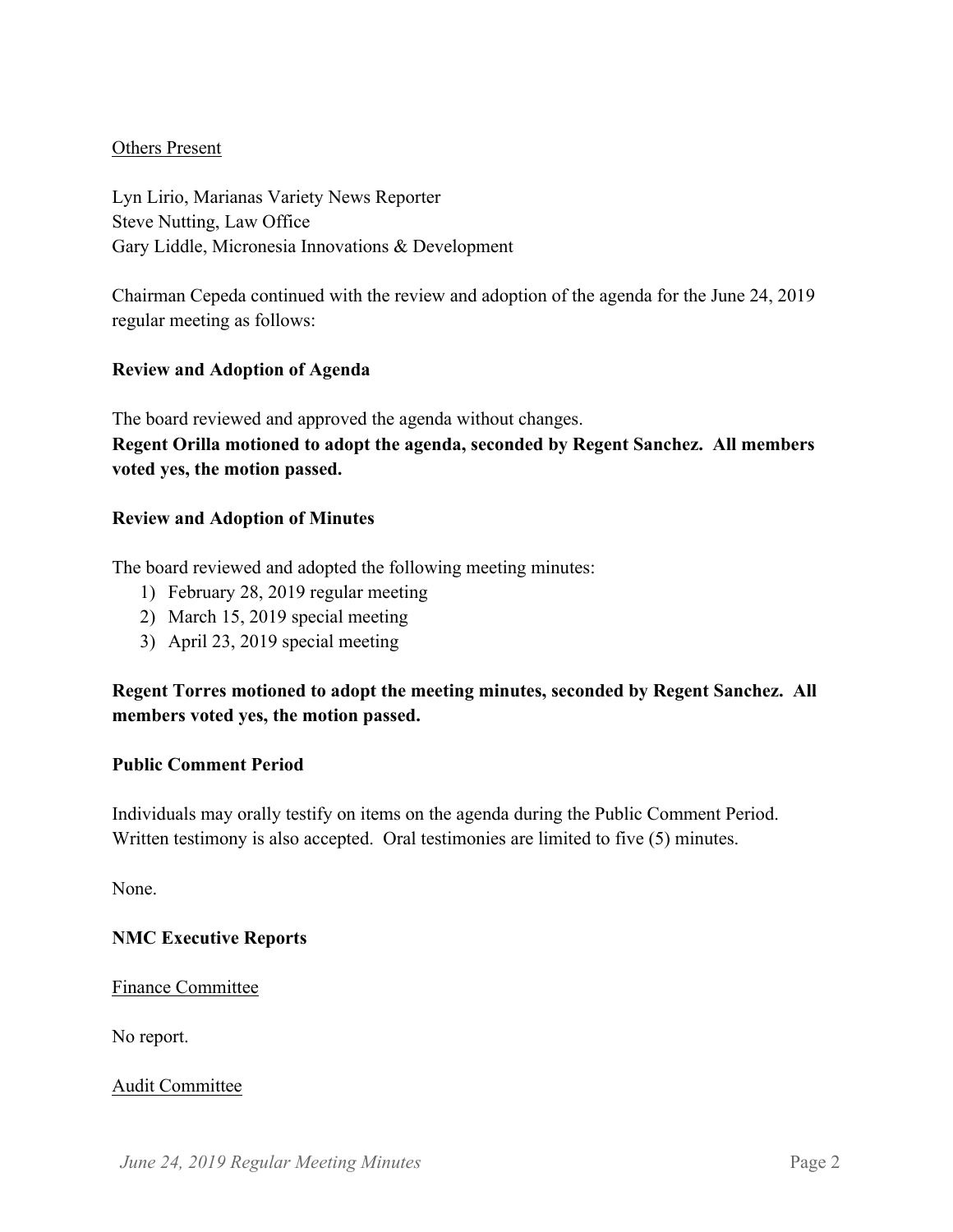Others Present

Lyn Lirio, Marianas Variety News Reporter
Steve Nutting, Law Office
Gary Liddle, Micronesia Innovations & Development

Chairman Cepeda continued with the review and adoption of the agenda for the June 24, 2019 regular meeting as follows:

**Review and Adoption of Agenda**

The board reviewed and approved the agenda without changes.
**Regent Orilla motioned to adopt the agenda, seconded by Regent Sanchez. All members voted yes, the motion passed.**

**Review and Adoption of Minutes**

The board reviewed and adopted the following meeting minutes:

1) February 28, 2019 regular meeting
2) March 15, 2019 special meeting
3) April 23, 2019 special meeting

**Regent Torres motioned to adopt the meeting minutes, seconded by Regent Sanchez. All members voted yes, the motion passed.**

**Public Comment Period**

Individuals may orally testify on items on the agenda during the Public Comment Period. Written testimony is also accepted. Oral testimonies are limited to five (5) minutes.

None.

**NMC Executive Reports**

Finance Committee

No report.

Audit Committee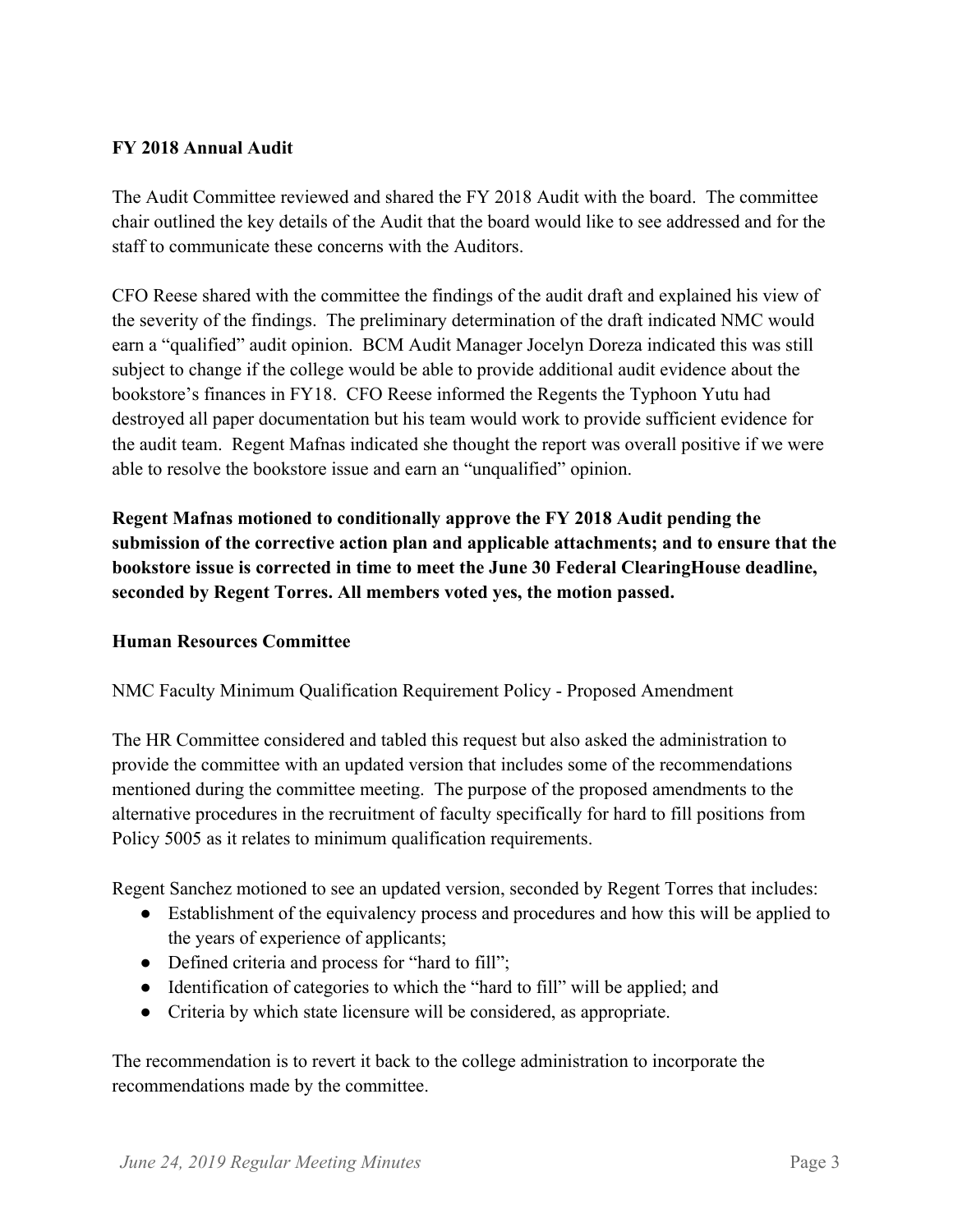**FY 2018 Annual Audit**

The Audit Committee reviewed and shared the FY 2018 Audit with the board. The committee chair outlined the key details of the Audit that the board would like to see addressed and for the staff to communicate these concerns with the Auditors.

CFO Reese shared with the committee the findings of the audit draft and explained his view of the severity of the findings. The preliminary determination of the draft indicated NMC would earn a "qualified" audit opinion. BCM Audit Manager Jocelyn Doreza indicated this was still subject to change if the college would be able to provide additional audit evidence about the bookstore's finances in FY18. CFO Reese informed the Regents the Typhoon Yutu had destroyed all paper documentation but his team would work to provide sufficient evidence for the audit team. Regent Mafnas indicated she thought the report was overall positive if we were able to resolve the bookstore issue and earn an "unqualified" opinion.

**Regent Mafnas motioned to conditionally approve the FY 2018 Audit pending the submission of the corrective action plan and applicable attachments; and to ensure that the bookstore issue is corrected in time to meet the June 30 Federal ClearingHouse deadline, seconded by Regent Torres. All members voted yes, the motion passed.**

**Human Resources Committee**

NMC Faculty Minimum Qualification Requirement Policy - Proposed Amendment

The HR Committee considered and tabled this request but also asked the administration to provide the committee with an updated version that includes some of the recommendations mentioned during the committee meeting. The purpose of the proposed amendments to the alternative procedures in the recruitment of faculty specifically for hard to fill positions from Policy 5005 as it relates to minimum qualification requirements.

Regent Sanchez motioned to see an updated version, seconded by Regent Torres that includes:

- Establishment of the equivalency process and procedures and how this will be applied to the years of experience of applicants;
- Defined criteria and process for "hard to fill";
- Identification of categories to which the "hard to fill" will be applied; and
- Criteria by which state licensure will be considered, as appropriate.

The recommendation is to revert it back to the college administration to incorporate the recommendations made by the committee.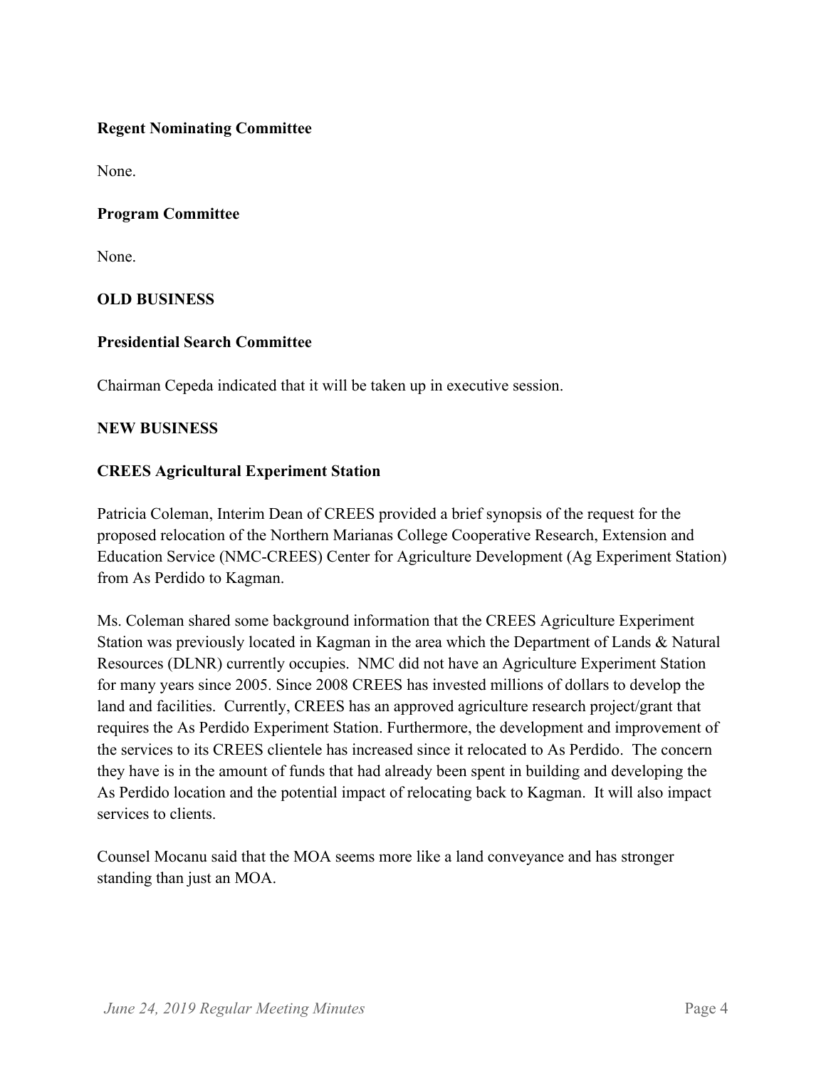**Regent Nominating Committee**

None.

**Program Committee**

None.

**OLD BUSINESS**

**Presidential Search Committee**

Chairman Cepeda indicated that it will be taken up in executive session.

**NEW BUSINESS**

**CREES Agricultural Experiment Station**

Patricia Coleman, Interim Dean of CREES provided a brief synopsis of the request for the proposed relocation of the Northern Marianas College Cooperative Research, Extension and Education Service (NMC-CREES) Center for Agriculture Development (Ag Experiment Station) from As Perdido to Kagman.

Ms. Coleman shared some background information that the CREES Agriculture Experiment Station was previously located in Kagman in the area which the Department of Lands & Natural Resources (DLNR) currently occupies. NMC did not have an Agriculture Experiment Station for many years since 2005. Since 2008 CREES has invested millions of dollars to develop the land and facilities. Currently, CREES has an approved agriculture research project/grant that requires the As Perdido Experiment Station. Furthermore, the development and improvement of the services to its CREES clientele has increased since it relocated to As Perdido. The concern they have is in the amount of funds that had already been spent in building and developing the As Perdido location and the potential impact of relocating back to Kagman. It will also impact services to clients.

Counsel Mocanu said that the MOA seems more like a land conveyance and has stronger standing than just an MOA.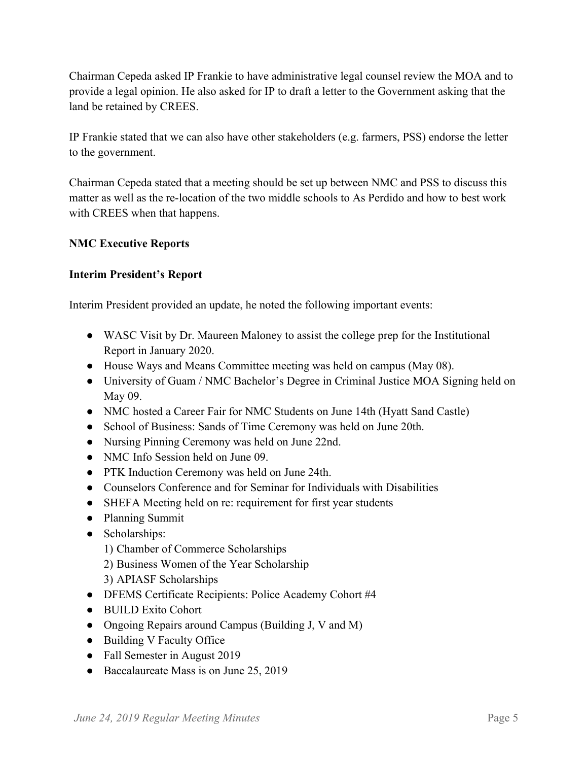Chairman Cepeda asked IP Frankie to have administrative legal counsel review the MOA and to provide a legal opinion. He also asked for IP to draft a letter to the Government asking that the land be retained by CREES.

IP Frankie stated that we can also have other stakeholders (e.g. farmers, PSS) endorse the letter to the government.

Chairman Cepeda stated that a meeting should be set up between NMC and PSS to discuss this matter as well as the re-location of the two middle schools to As Perdido and how to best work with CREES when that happens.

**NMC Executive Reports**

**Interim President's Report**

Interim President provided an update, he noted the following important events:

- WASC Visit by Dr. Maureen Maloney to assist the college prep for the Institutional Report in January 2020.
- House Ways and Means Committee meeting was held on campus (May 08).
- University of Guam / NMC Bachelor's Degree in Criminal Justice MOA Signing held on May 09.
- NMC hosted a Career Fair for NMC Students on June 14th (Hyatt Sand Castle)
- School of Business: Sands of Time Ceremony was held on June 20th.
- Nursing Pinning Ceremony was held on June 22nd.
- NMC Info Session held on June 09.
- PTK Induction Ceremony was held on June 24th.
- Counselors Conference and for Seminar for Individuals with Disabilities
- SHEFA Meeting held on re: requirement for first year students
- Planning Summit
- Scholarships:
  1) Chamber of Commerce Scholarships
  2) Business Women of the Year Scholarship
  3) APIASF Scholarships
- DFEMS Certificate Recipients: Police Academy Cohort #4
- BUILD Exito Cohort
- Ongoing Repairs around Campus (Building J, V and M)
- Building V Faculty Office
- Fall Semester in August 2019
- Baccalaureate Mass is on June 25, 2019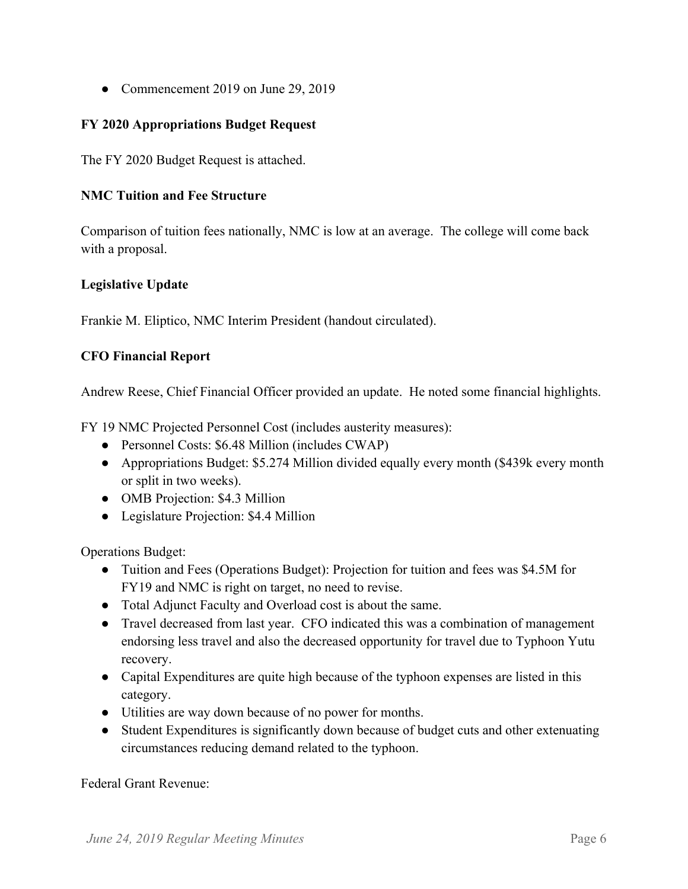- Commencement 2019 on June 29, 2019

**FY 2020 Appropriations Budget Request**

The FY 2020 Budget Request is attached.

**NMC Tuition and Fee Structure**

Comparison of tuition fees nationally, NMC is low at an average. The college will come back with a proposal.

**Legislative Update**

Frankie M. Eliptico, NMC Interim President (handout circulated).

**CFO Financial Report**

Andrew Reese, Chief Financial Officer provided an update. He noted some financial highlights.

FY 19 NMC Projected Personnel Cost (includes austerity measures):

- Personnel Costs: $6.48 Million (includes CWAP)
- Appropriations Budget: $5.274 Million divided equally every month ($439k every month or split in two weeks).
- OMB Projection: $4.3 Million
- Legislature Projection: $4.4 Million

Operations Budget:

- Tuition and Fees (Operations Budget): Projection for tuition and fees was $4.5M for FY19 and NMC is right on target, no need to revise.
- Total Adjunct Faculty and Overload cost is about the same.
- Travel decreased from last year. CFO indicated this was a combination of management endorsing less travel and also the decreased opportunity for travel due to Typhoon Yutu recovery.
- Capital Expenditures are quite high because of the typhoon expenses are listed in this category.
- Utilities are way down because of no power for months.
- Student Expenditures is significantly down because of budget cuts and other extenuating circumstances reducing demand related to the typhoon.

Federal Grant Revenue: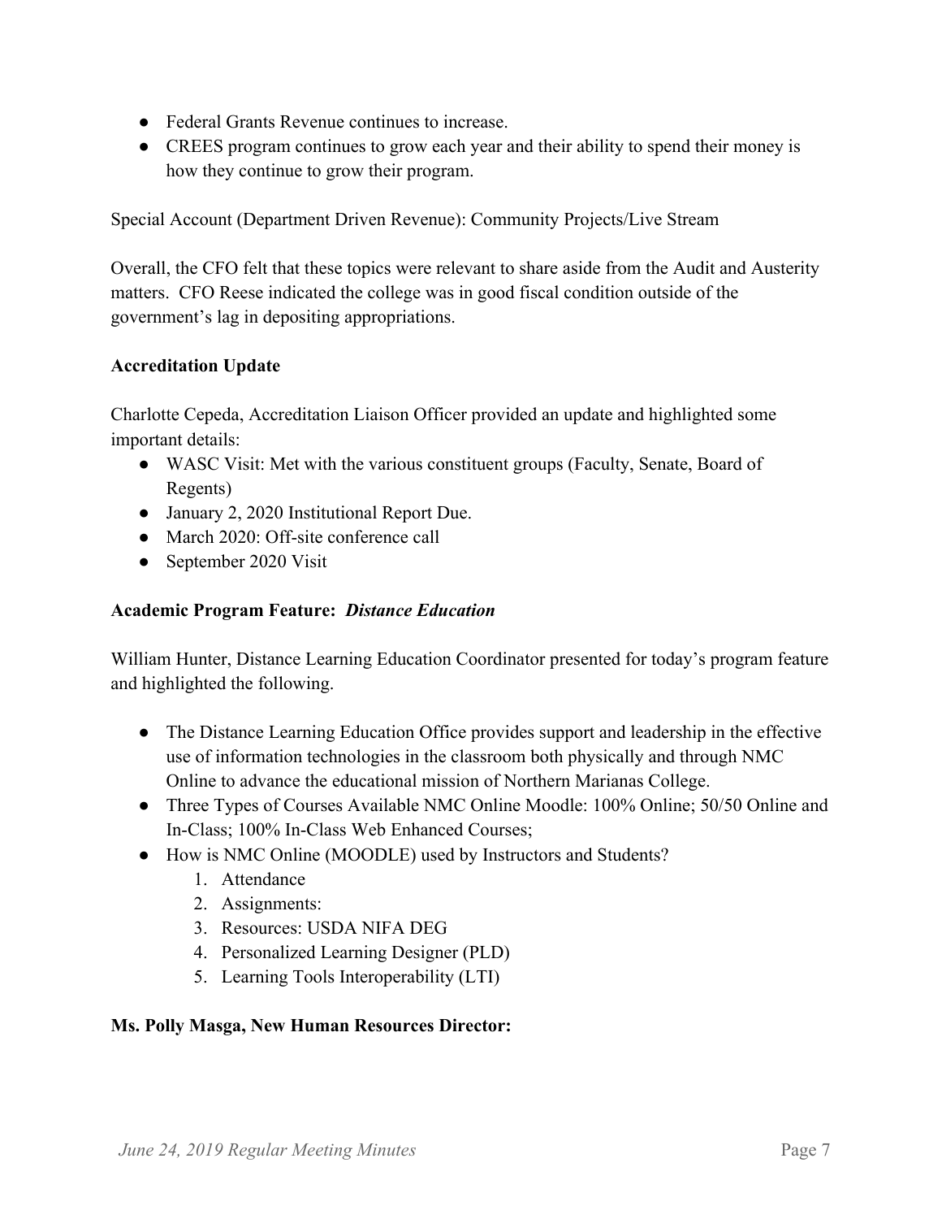- Federal Grants Revenue continues to increase.
- CREES program continues to grow each year and their ability to spend their money is how they continue to grow their program.

Special Account (Department Driven Revenue): Community Projects/Live Stream

Overall, the CFO felt that these topics were relevant to share aside from the Audit and Austerity matters. CFO Reese indicated the college was in good fiscal condition outside of the government's lag in depositing appropriations.

**Accreditation Update**

Charlotte Cepeda, Accreditation Liaison Officer provided an update and highlighted some important details:

- WASC Visit: Met with the various constituent groups (Faculty, Senate, Board of Regents)
- January 2, 2020 Institutional Report Due.
- March 2020: Off-site conference call
- September 2020 Visit

**Academic Program Feature:** ***Distance Education***

William Hunter, Distance Learning Education Coordinator presented for today's program feature and highlighted the following.

- The Distance Learning Education Office provides support and leadership in the effective use of information technologies in the classroom both physically and through NMC Online to advance the educational mission of Northern Marianas College.
- Three Types of Courses Available NMC Online Moodle: 100% Online; 50/50 Online and In-Class; 100% In-Class Web Enhanced Courses;
- How is NMC Online (MOODLE) used by Instructors and Students?
  1. Attendance
  2. Assignments:
  3. Resources: USDA NIFA DEG
  4. Personalized Learning Designer (PLD)
  5. Learning Tools Interoperability (LTI)

**Ms. Polly Masga, New Human Resources Director:**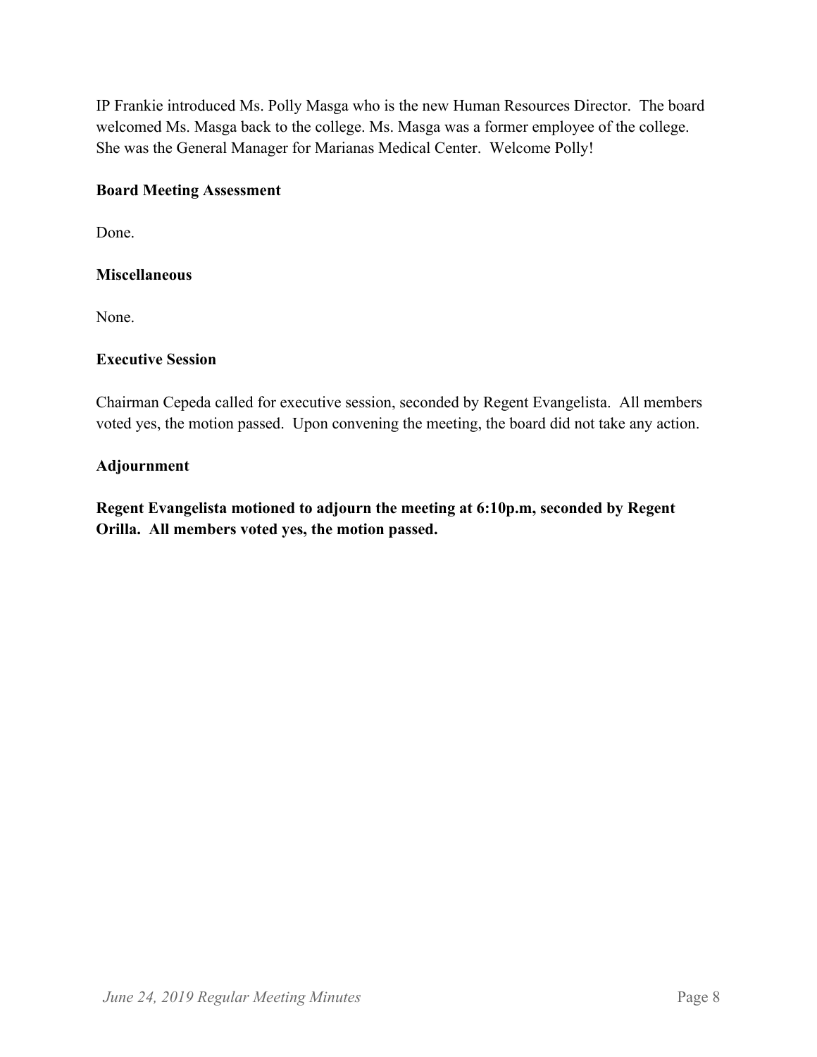IP Frankie introduced Ms. Polly Masga who is the new Human Resources Director. The board welcomed Ms. Masga back to the college. Ms. Masga was a former employee of the college. She was the General Manager for Marianas Medical Center. Welcome Polly!

**Board Meeting Assessment**

Done.

**Miscellaneous**

None.

**Executive Session**

Chairman Cepeda called for executive session, seconded by Regent Evangelista. All members voted yes, the motion passed. Upon convening the meeting, the board did not take any action.

**Adjournment**

**Regent Evangelista motioned to adjourn the meeting at 6:10p.m, seconded by Regent Orilla. All members voted yes, the motion passed.**